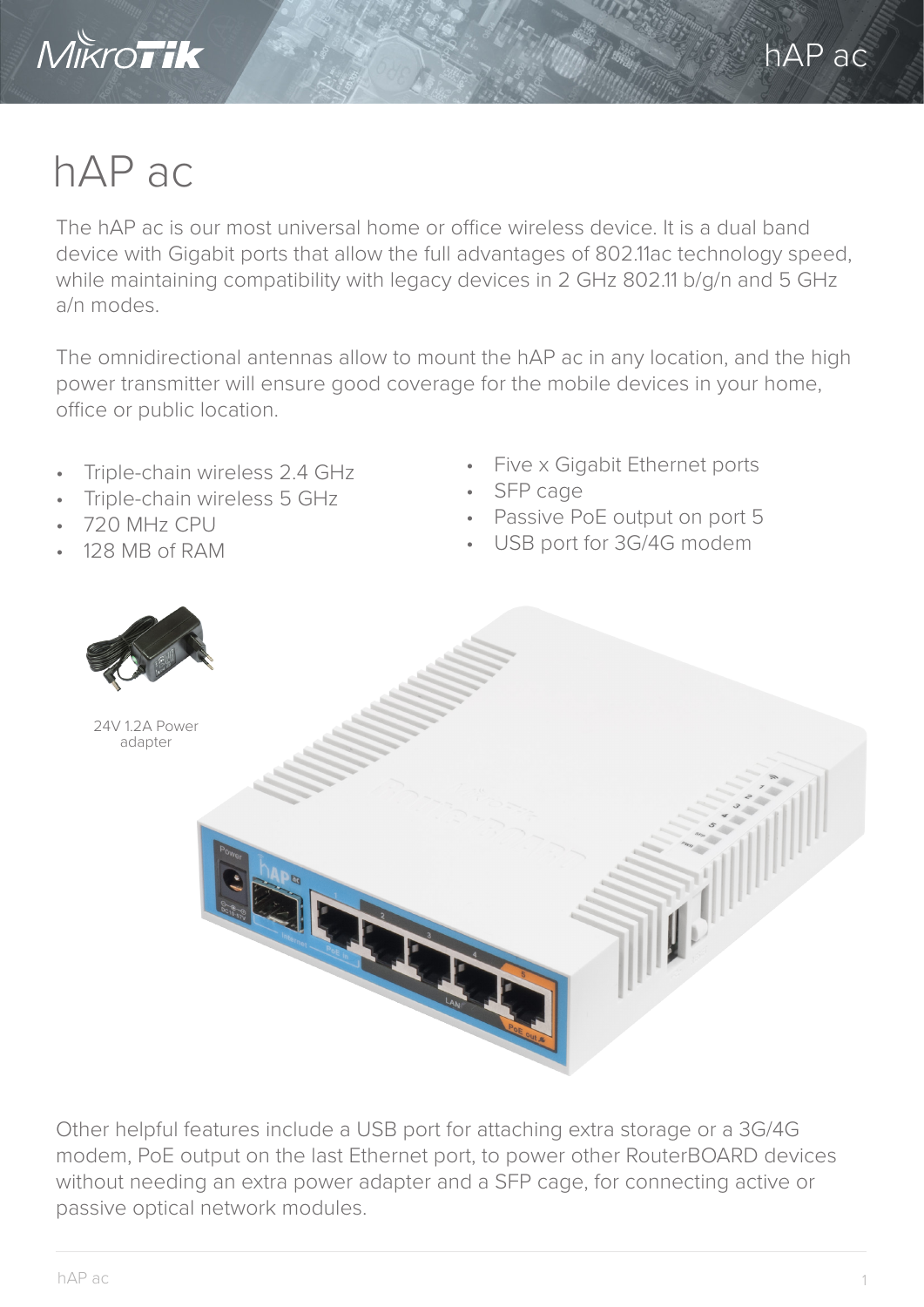# hAP ac

The hAP ac is our most universal home or office wireless device. It is a dual band device with Gigabit ports that allow the full advantages of 802.11ac technology speed, while maintaining compatibility with legacy devices in 2 GHz 802.11 b/g/n and 5 GHz a/n modes.

The omnidirectional antennas allow to mount the hAP ac in any location, and the high power transmitter will ensure good coverage for the mobile devices in your home, office or public location.

- Triple-chain wireless 2.4 GHz
- Triple-chain wireless 5 GHz
- 720 MHz CPU
- 128 MB of RAM
- Five x Gigabit Ethernet ports
- SFP cage
- Passive PoE output on port 5
- USB port for 3G/4G modem

24V 1.2A Power adapter

Other helpful features include a USB port for attaching extra storage or a 3G/4G modem, PoE output on the last Ethernet port, to power other RouterBOARD devices without needing an extra power adapter and a SFP cage, for connecting active or passive optical network modules.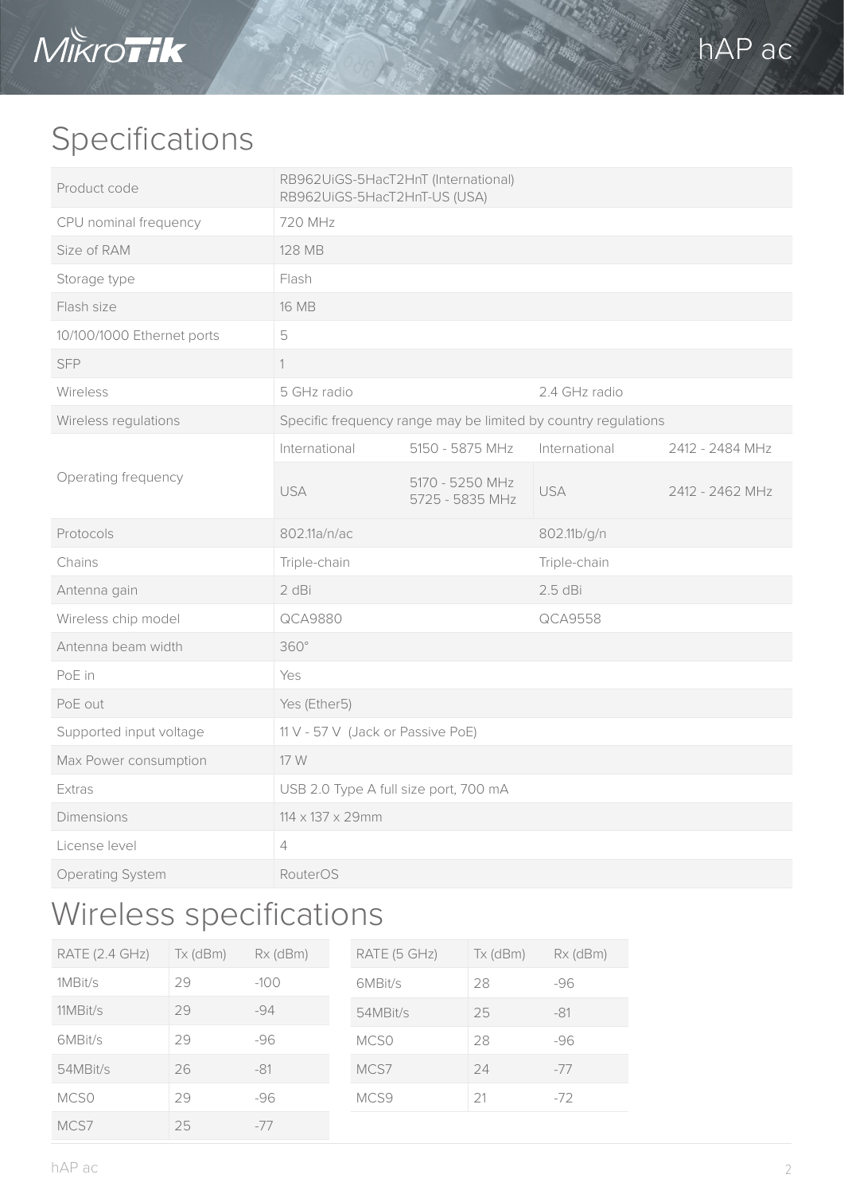# Specifications

| | | | | |
|---|---|---|---|---|
| Product code | RB962UiGS-5HacT2HnT (International)<br>RB962UiGS-5HacT2HnT-US (USA) | | | |
| CPU nominal frequency | 720 MHz | | | |
| Size of RAM | 128 MB | | | |
| Storage type | Flash | | | |
| Flash size | 16 MB | | | |
| 10/100/1000 Ethernet ports | 5 | | | |
| SFP | 1 | | | |
| Wireless | 5 GHz radio | | 2.4 GHz radio | |
| Wireless regulations | Specific frequency range may be limited by country regulations | | | |
| Operating frequency | International | 5150 - 5875 MHz | International | 2412 - 2484 MHz |
| | USA | 5170 - 5250 MHz<br>5725 - 5835 MHz | USA | 2412 - 2462 MHz |
| Protocols | 802.11a/n/ac | | 802.11b/g/n | |
| Chains | Triple-chain | | Triple-chain | |
| Antenna gain | 2 dBi | | 2.5 dBi | |
| Wireless chip model | QCA9880 | | QCA9558 | |
| Antenna beam width | 360° | | | |
| PoE in | Yes | | | |
| PoE out | Yes (Ether5) | | | |
| Supported input voltage | 11 V - 57 V (Jack or Passive PoE) | | | |
| Max Power consumption | 17 W | | | |
| Extras | USB 2.0 Type A full size port, 700 mA | | | |
| Dimensions | 114 x 137 x 29mm | | | |
| License level | 4 | | | |
| Operating System | RouterOS | | | |

# Wireless specifications

| RATE (2.4 GHz) | Tx (dBm) | Rx (dBm) |
|---|---|---|
| 1MBit/s | 29 | -100 |
| 11MBit/s | 29 | -94 |
| 6MBit/s | 29 | -96 |
| 54MBit/s | 26 | -81 |
| MCS0 | 29 | -96 |
| MCS7 | 25 | -77 |

| RATE (5 GHz) | Tx (dBm) | Rx (dBm) |
|---|---|---|
| 6MBit/s | 28 | -96 |
| 54MBit/s | 25 | -81 |
| MCS0 | 28 | -96 |
| MCS7 | 24 | -77 |
| MCS9 | 21 | -72 |